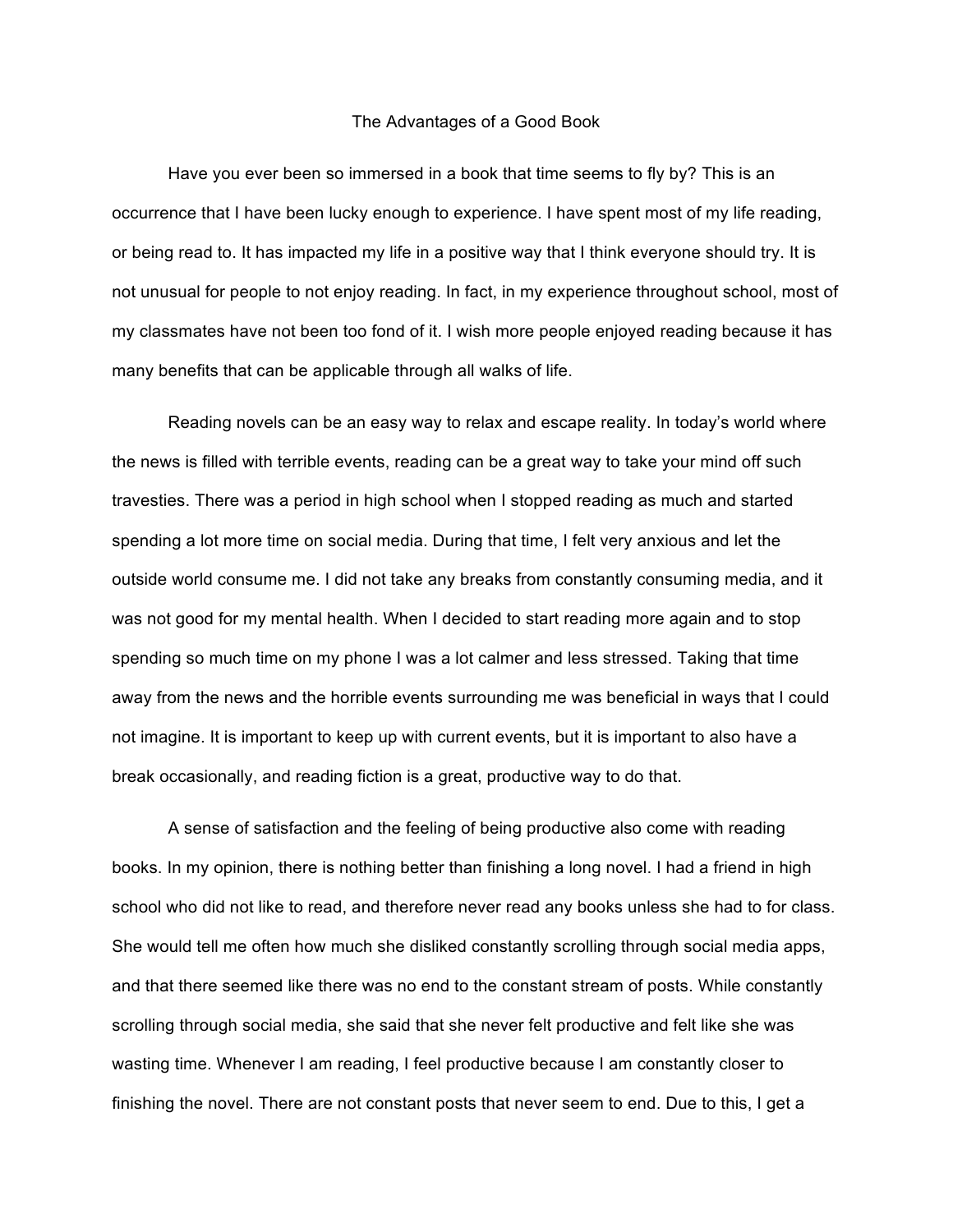# The Advantages of a Good Book

Have you ever been so immersed in a book that time seems to fly by? This is an occurrence that I have been lucky enough to experience. I have spent most of my life reading, or being read to. It has impacted my life in a positive way that I think everyone should try. It is not unusual for people to not enjoy reading. In fact, in my experience throughout school, most of my classmates have not been too fond of it. I wish more people enjoyed reading because it has many benefits that can be applicable through all walks of life.

Reading novels can be an easy way to relax and escape reality. In today's world where the news is filled with terrible events, reading can be a great way to take your mind off such travesties. There was a period in high school when I stopped reading as much and started spending a lot more time on social media. During that time, I felt very anxious and let the outside world consume me. I did not take any breaks from constantly consuming media, and it was not good for my mental health. When I decided to start reading more again and to stop spending so much time on my phone I was a lot calmer and less stressed. Taking that time away from the news and the horrible events surrounding me was beneficial in ways that I could not imagine. It is important to keep up with current events, but it is important to also have a break occasionally, and reading fiction is a great, productive way to do that.

A sense of satisfaction and the feeling of being productive also come with reading books. In my opinion, there is nothing better than finishing a long novel. I had a friend in high school who did not like to read, and therefore never read any books unless she had to for class. She would tell me often how much she disliked constantly scrolling through social media apps, and that there seemed like there was no end to the constant stream of posts. While constantly scrolling through social media, she said that she never felt productive and felt like she was wasting time. Whenever I am reading, I feel productive because I am constantly closer to finishing the novel. There are not constant posts that never seem to end. Due to this, I get a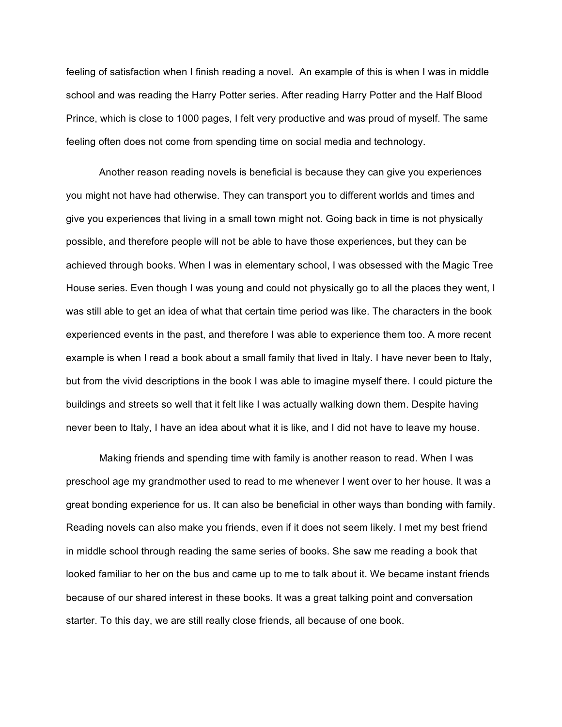feeling of satisfaction when I finish reading a novel.  An example of this is when I was in middle school and was reading the Harry Potter series. After reading Harry Potter and the Half Blood Prince, which is close to 1000 pages, I felt very productive and was proud of myself. The same feeling often does not come from spending time on social media and technology.

Another reason reading novels is beneficial is because they can give you experiences you might not have had otherwise. They can transport you to different worlds and times and give you experiences that living in a small town might not. Going back in time is not physically possible, and therefore people will not be able to have those experiences, but they can be achieved through books. When I was in elementary school, I was obsessed with the Magic Tree House series. Even though I was young and could not physically go to all the places they went, I was still able to get an idea of what that certain time period was like. The characters in the book experienced events in the past, and therefore I was able to experience them too. A more recent example is when I read a book about a small family that lived in Italy. I have never been to Italy, but from the vivid descriptions in the book I was able to imagine myself there. I could picture the buildings and streets so well that it felt like I was actually walking down them. Despite having never been to Italy, I have an idea about what it is like, and I did not have to leave my house.

Making friends and spending time with family is another reason to read. When I was preschool age my grandmother used to read to me whenever I went over to her house. It was a great bonding experience for us. It can also be beneficial in other ways than bonding with family. Reading novels can also make you friends, even if it does not seem likely. I met my best friend in middle school through reading the same series of books. She saw me reading a book that looked familiar to her on the bus and came up to me to talk about it. We became instant friends because of our shared interest in these books. It was a great talking point and conversation starter. To this day, we are still really close friends, all because of one book.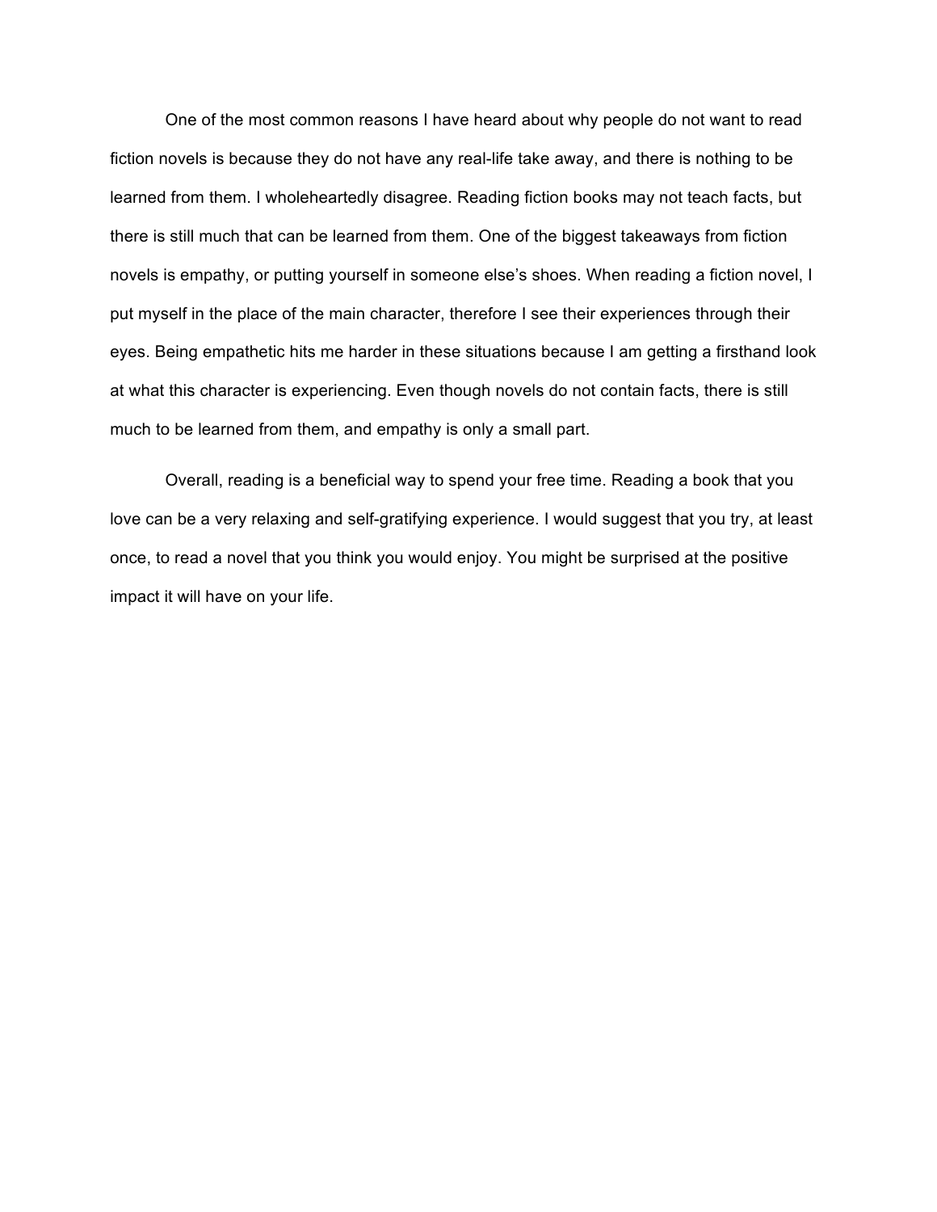One of the most common reasons I have heard about why people do not want to read fiction novels is because they do not have any real-life take away, and there is nothing to be learned from them. I wholeheartedly disagree. Reading fiction books may not teach facts, but there is still much that can be learned from them. One of the biggest takeaways from fiction novels is empathy, or putting yourself in someone else's shoes. When reading a fiction novel, I put myself in the place of the main character, therefore I see their experiences through their eyes. Being empathetic hits me harder in these situations because I am getting a firsthand look at what this character is experiencing. Even though novels do not contain facts, there is still much to be learned from them, and empathy is only a small part.

Overall, reading is a beneficial way to spend your free time. Reading a book that you love can be a very relaxing and self-gratifying experience. I would suggest that you try, at least once, to read a novel that you think you would enjoy. You might be surprised at the positive impact it will have on your life.